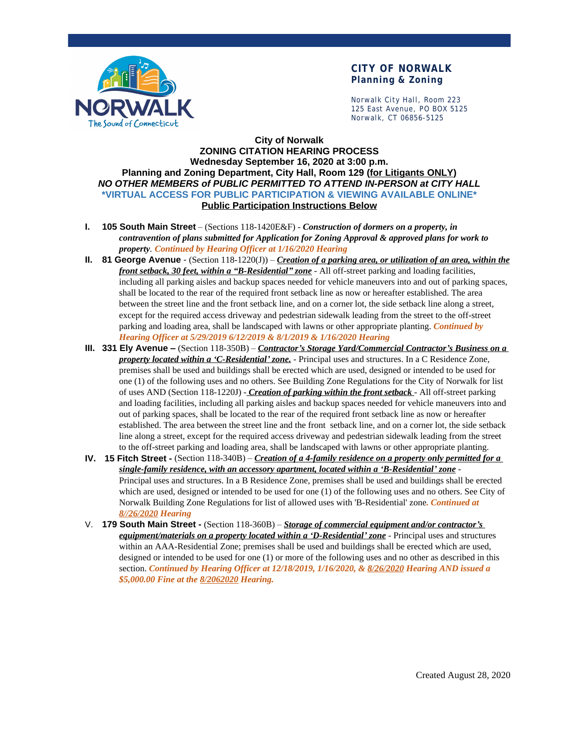**CITY OF NORWALK**
**Planning & Zoning**

Norwalk City Hall, Room 223
125 East Avenue, PO BOX 5125
Norwalk, CT 06856-5125

**City of Norwalk**
**ZONING CITATION HEARING PROCESS**
**Wednesday September 16, 2020 at 3:00 p.m.**
**Planning and Zoning Department, City Hall, Room 129 (for Litigants ONLY)**
***NO OTHER MEMBERS of PUBLIC PERMITTED TO ATTEND IN-PERSON at CITY HALL***
**\*VIRTUAL ACCESS FOR PUBLIC PARTICIPATION & VIEWING AVAILABLE ONLINE\***
**Public Participation Instructions Below**

**I. 105 South Main Street** – (Sections 118-1420E&F) - ***Construction of dormers on a property, in contravention of plans submitted for Application for Zoning Approval & approved plans for work to property***. ***Continued by Hearing Officer at 1/16/2020 Hearing***

**II. 81 George Avenue** - (Section 118-1220(J)) – ***Creation of a parking area, or utilization of an area, within the front setback, 30 feet, within a "B-Residential" zone*** - All off-street parking and loading facilities, including all parking aisles and backup spaces needed for vehicle maneuvers into and out of parking spaces, shall be located to the rear of the required front setback line as now or hereafter established. The area between the street line and the front setback line, and on a corner lot, the side setback line along a street, except for the required access driveway and pedestrian sidewalk leading from the street to the off-street parking and loading area, shall be landscaped with lawns or other appropriate planting. ***Continued by Hearing Officer at 5/29/2019 6/12/2019 & 8/1/2019 & 1/16/2020 Hearing***

**III. 331 Ely Avenue –** (Section 118-350B) – ***Contractor's Storage Yard/Commercial Contractor's Business on a property located within a 'C-Residential' zone.*** - Principal uses and structures. In a C Residence Zone, premises shall be used and buildings shall be erected which are used, designed or intended to be used for one (1) of the following uses and no others. See Building Zone Regulations for the City of Norwalk for list of uses AND (Section 118-1220J) - ***Creation of parking within the front setback*** - All off-street parking and loading facilities, including all parking aisles and backup spaces needed for vehicle maneuvers into and out of parking spaces, shall be located to the rear of the required front setback line as now or hereafter established. The area between the street line and the front setback line, and on a corner lot, the side setback line along a street, except for the required access driveway and pedestrian sidewalk leading from the street to the off-street parking and loading area, shall be landscaped with lawns or other appropriate planting.

**IV. 15 Fitch Street -** (Section 118-340B) – ***Creation of a 4-family residence on a property only permitted for a single-family residence, with an accessory apartment, located within a 'B-Residential' zone*** - Principal uses and structures. In a B Residence Zone, premises shall be used and buildings shall be erected which are used, designed or intended to be used for one (1) of the following uses and no others. See City of Norwalk Building Zone Regulations for list of allowed uses with 'B-Residential' zone. ***Continued at 8//26/2020 Hearing***

V. **179 South Main Street -** (Section 118-360B) – ***Storage of commercial equipment and/or contractor's equipment/materials on a property located within a 'D-Residential' zone*** - Principal uses and structures within an AAA-Residential Zone; premises shall be used and buildings shall be erected which are used, designed or intended to be used for one (1) or more of the following uses and no other as described in this section. ***Continued by Hearing Officer at 12/18/2019, 1/16/2020, & 8/26/2020 Hearing AND issued a $5,000.00 Fine at the 8/2062020 Hearing.***

Created August 28, 2020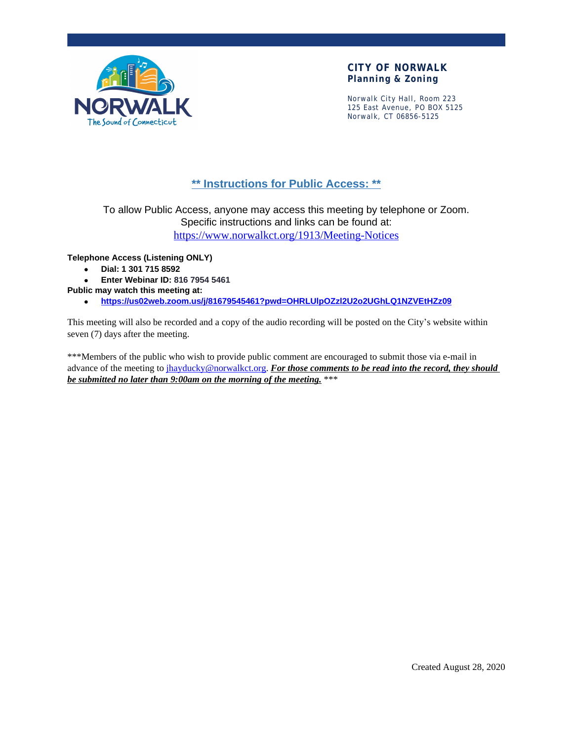**CITY OF NORWALK**
**Planning & Zoning**

Norwalk City Hall, Room 223
125 East Avenue, PO BOX 5125
Norwalk, CT 06856-5125

## ** Instructions for Public Access: **

To allow Public Access, anyone may access this meeting by telephone or Zoom. Specific instructions and links can be found at:
https://www.norwalkct.org/1913/Meeting-Notices

**Telephone Access (Listening ONLY)**

- **Dial: 1 301 715 8592**
- **Enter Webinar ID: 816 7954 5461**

**Public may watch this meeting at:**

- **https://us02web.zoom.us/j/81679545461?pwd=OHRLUlpOZzl2U2o2UGhLQ1NZVEtHZz09**

This meeting will also be recorded and a copy of the audio recording will be posted on the City's website within seven (7) days after the meeting.

***Members of the public who wish to provide public comment are encouraged to submit those via e-mail in advance of the meeting to jhayducky@norwalkct.org. ***For those comments to be read into the record, they should be submitted no later than 9:00am on the morning of the meeting.***  ***

Created August 28, 2020